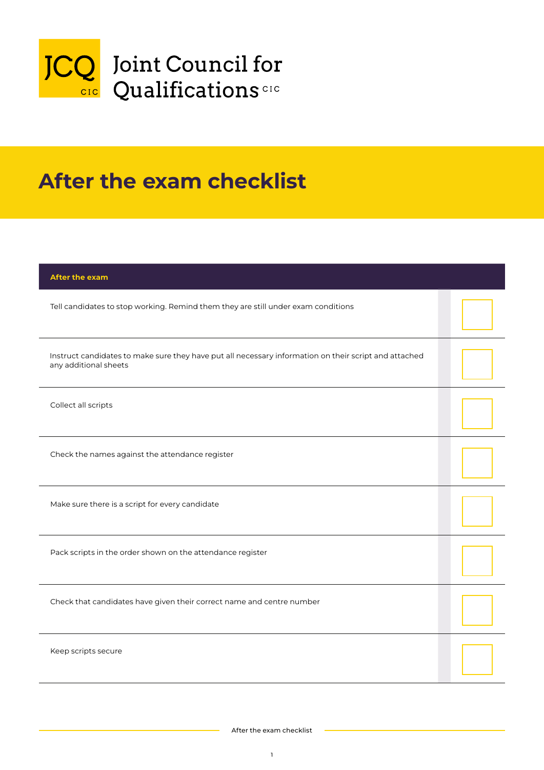Joint Council for Qualifications CIC

# After the exam checklist

| After the exam | |
|---|---|
| Tell candidates to stop working. Remind them they are still under exam conditions | ☐ |
| Instruct candidates to make sure they have put all necessary information on their script and attached any additional sheets | ☐ |
| Collect all scripts | ☐ |
| Check the names against the attendance register | ☐ |
| Make sure there is a script for every candidate | ☐ |
| Pack scripts in the order shown on the attendance register | ☐ |
| Check that candidates have given their correct name and centre number | ☐ |
| Keep scripts secure | ☐ |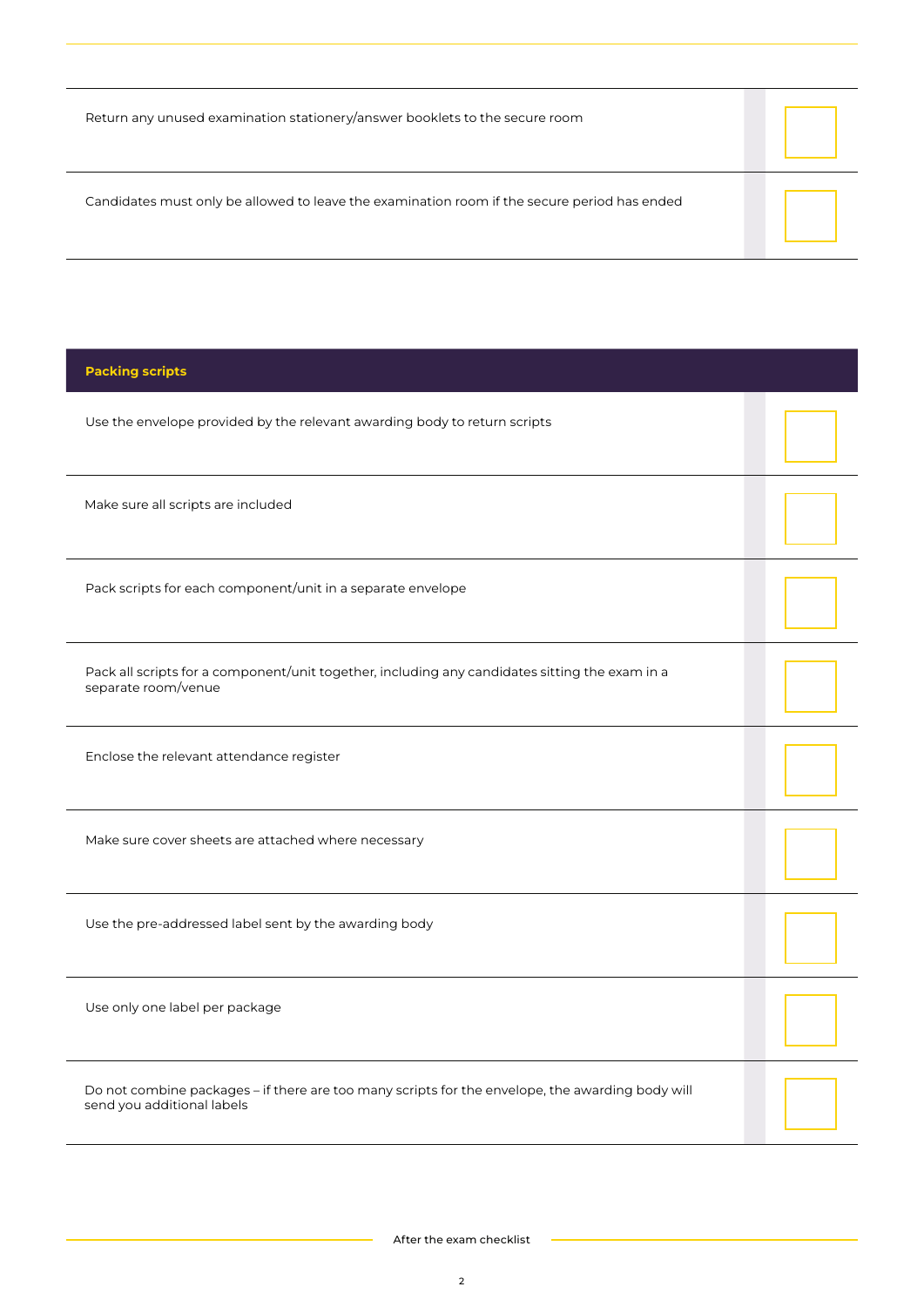| | |
|---|---|
| Return any unused examination stationery/answer booklets to the secure room | ☐ |
| Candidates must only be allowed to leave the examination room if the secure period has ended | ☐ |

| Packing scripts | |
|---|---|
| Use the envelope provided by the relevant awarding body to return scripts | ☐ |
| Make sure all scripts are included | ☐ |
| Pack scripts for each component/unit in a separate envelope | ☐ |
| Pack all scripts for a component/unit together, including any candidates sitting the exam in a separate room/venue | ☐ |
| Enclose the relevant attendance register | ☐ |
| Make sure cover sheets are attached where necessary | ☐ |
| Use the pre-addressed label sent by the awarding body | ☐ |
| Use only one label per package | ☐ |
| Do not combine packages – if there are too many scripts for the envelope, the awarding body will send you additional labels | ☐ |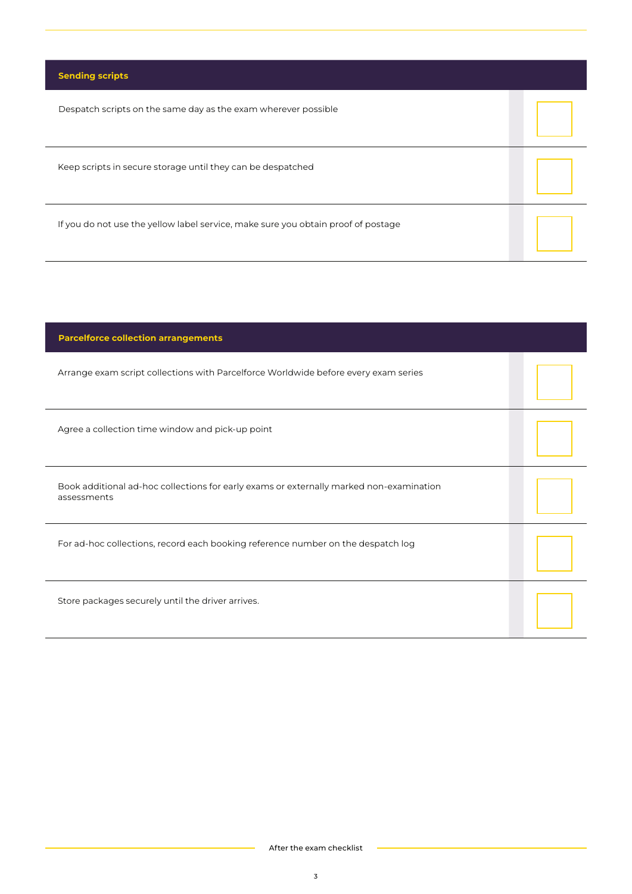| Sending scripts | |
|---|---|
| Despatch scripts on the same day as the exam wherever possible | ☐ |
| Keep scripts in secure storage until they can be despatched | ☐ |
| If you do not use the yellow label service, make sure you obtain proof of postage | ☐ |

| Parcelforce collection arrangements | |
|---|---|
| Arrange exam script collections with Parcelforce Worldwide before every exam series | ☐ |
| Agree a collection time window and pick-up point | ☐ |
| Book additional ad-hoc collections for early exams or externally marked non-examination assessments | ☐ |
| For ad-hoc collections, record each booking reference number on the despatch log | ☐ |
| Store packages securely until the driver arrives. | ☐ |